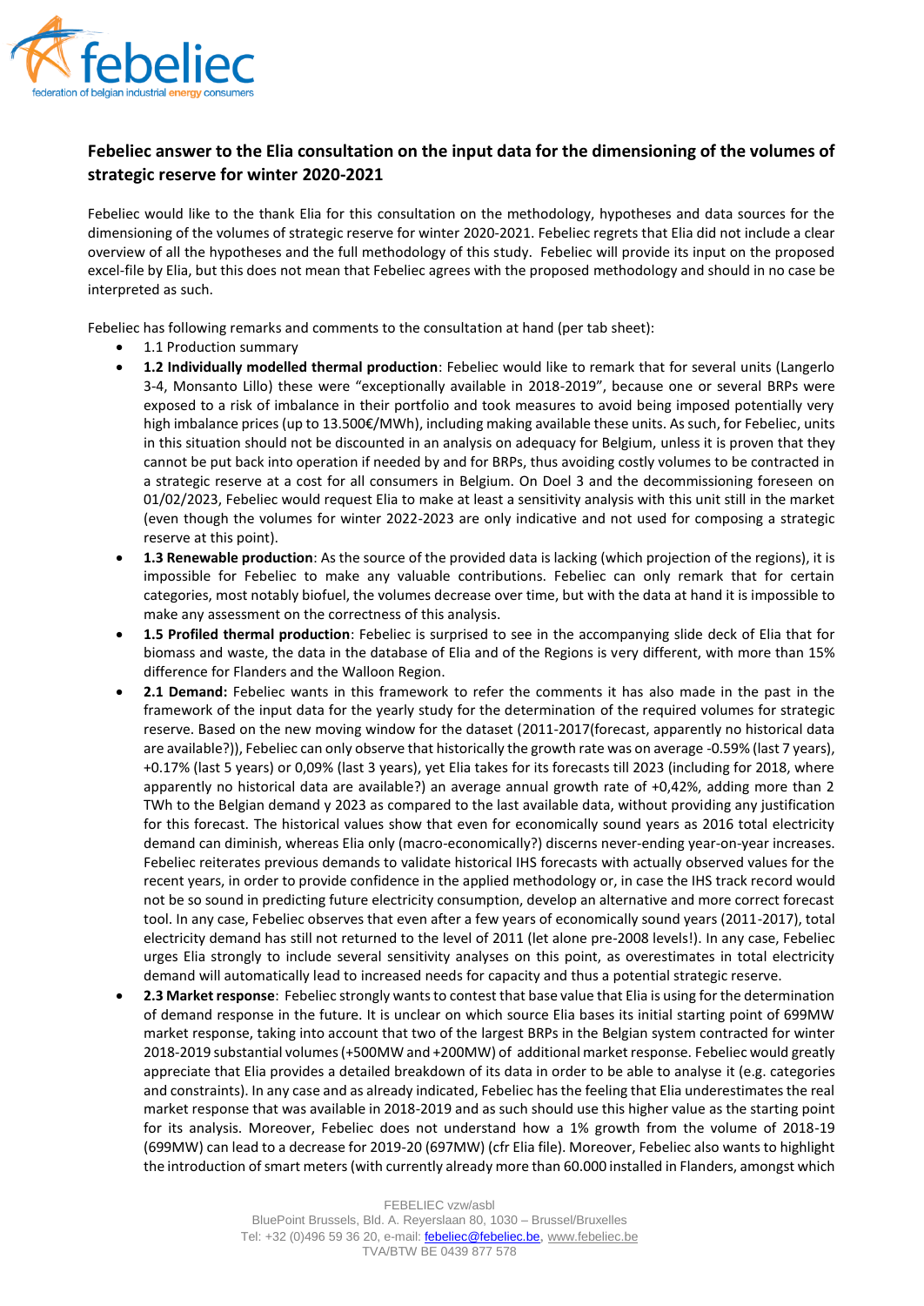## Febeliec answer to the Elia consultation on the input data for the dimensioning of the volumes of strategic reserve for winter 2020-2021

Febeliec would like to the thank Elia for this consultation on the methodology, hypotheses and data sources for the dimensioning of the volumes of strategic reserve for winter 2020-2021. Febeliec regrets that Elia did not include a clear overview of all the hypotheses and the full methodology of this study. Febeliec will provide its input on the proposed excel-file by Elia, but this does not mean that Febeliec agrees with the proposed methodology and should in no case be interpreted as such.

Febeliec has following remarks and comments to the consultation at hand (per tab sheet):

- 1.1 Production summary
- **1.2 Individually modelled thermal production**: Febeliec would like to remark that for several units (Langerlo 3-4, Monsanto Lillo) these were "exceptionally available in 2018-2019", because one or several BRPs were exposed to a risk of imbalance in their portfolio and took measures to avoid being imposed potentially very high imbalance prices (up to 13.500€/MWh), including making available these units. As such, for Febeliec, units in this situation should not be discounted in an analysis on adequacy for Belgium, unless it is proven that they cannot be put back into operation if needed by and for BRPs, thus avoiding costly volumes to be contracted in a strategic reserve at a cost for all consumers in Belgium. On Doel 3 and the decommissioning foreseen on 01/02/2023, Febeliec would request Elia to make at least a sensitivity analysis with this unit still in the market (even though the volumes for winter 2022-2023 are only indicative and not used for composing a strategic reserve at this point).
- **1.3 Renewable production**: As the source of the provided data is lacking (which projection of the regions), it is impossible for Febeliec to make any valuable contributions. Febeliec can only remark that for certain categories, most notably biofuel, the volumes decrease over time, but with the data at hand it is impossible to make any assessment on the correctness of this analysis.
- **1.5 Profiled thermal production**: Febeliec is surprised to see in the accompanying slide deck of Elia that for biomass and waste, the data in the database of Elia and of the Regions is very different, with more than 15% difference for Flanders and the Walloon Region.
- **2.1 Demand:** Febeliec wants in this framework to refer the comments it has also made in the past in the framework of the input data for the yearly study for the determination of the required volumes for strategic reserve. Based on the new moving window for the dataset (2011-2017(forecast, apparently no historical data are available?)), Febeliec can only observe that historically the growth rate was on average -0.59% (last 7 years), +0.17% (last 5 years) or 0,09% (last 3 years), yet Elia takes for its forecasts till 2023 (including for 2018, where apparently no historical data are available?) an average annual growth rate of +0,42%, adding more than 2 TWh to the Belgian demand y 2023 as compared to the last available data, without providing any justification for this forecast. The historical values show that even for economically sound years as 2016 total electricity demand can diminish, whereas Elia only (macro-economically?) discerns never-ending year-on-year increases. Febeliec reiterates previous demands to validate historical IHS forecasts with actually observed values for the recent years, in order to provide confidence in the applied methodology or, in case the IHS track record would not be so sound in predicting future electricity consumption, develop an alternative and more correct forecast tool. In any case, Febeliec observes that even after a few years of economically sound years (2011-2017), total electricity demand has still not returned to the level of 2011 (let alone pre-2008 levels!). In any case, Febeliec urges Elia strongly to include several sensitivity analyses on this point, as overestimates in total electricity demand will automatically lead to increased needs for capacity and thus a potential strategic reserve.
- **2.3 Market response**: Febeliec strongly wants to contest that base value that Elia is using for the determination of demand response in the future. It is unclear on which source Elia bases its initial starting point of 699MW market response, taking into account that two of the largest BRPs in the Belgian system contracted for winter 2018-2019 substantial volumes (+500MW and +200MW) of additional market response. Febeliec would greatly appreciate that Elia provides a detailed breakdown of its data in order to be able to analyse it (e.g. categories and constraints). In any case and as already indicated, Febeliec has the feeling that Elia underestimates the real market response that was available in 2018-2019 and as such should use this higher value as the starting point for its analysis. Moreover, Febeliec does not understand how a 1% growth from the volume of 2018-19 (699MW) can lead to a decrease for 2019-20 (697MW) (cfr Elia file). Moreover, Febeliec also wants to highlight the introduction of smart meters (with currently already more than 60.000 installed in Flanders, amongst which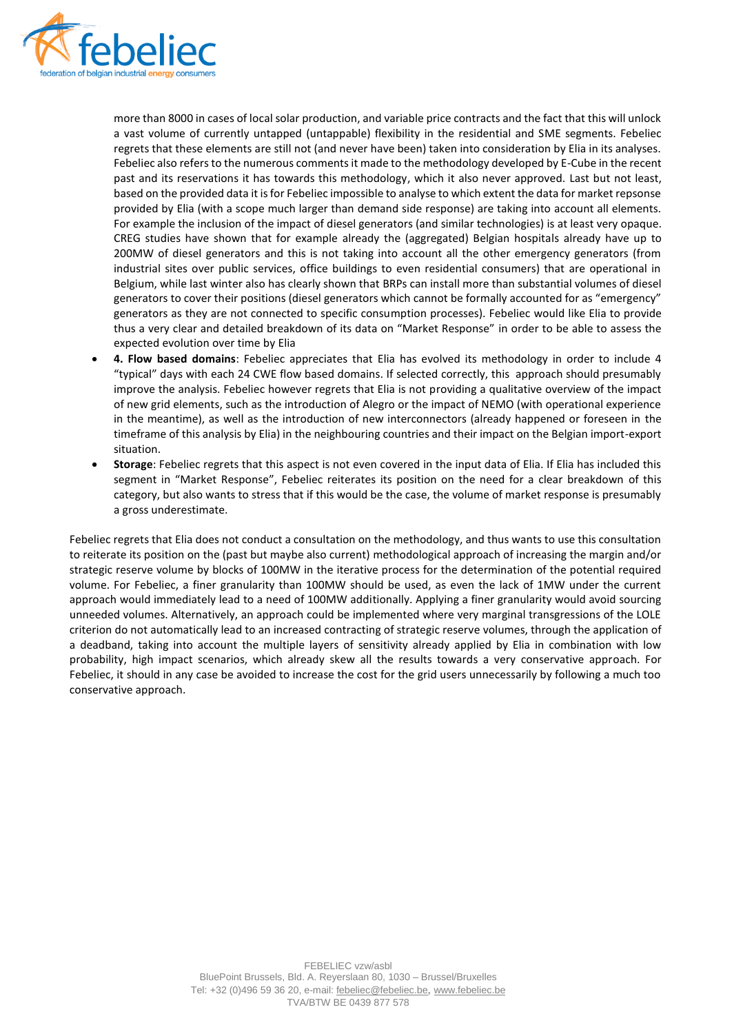more than 8000 in cases of local solar production, and variable price contracts and the fact that this will unlock a vast volume of currently untapped (untappable) flexibility in the residential and SME segments. Febeliec regrets that these elements are still not (and never have been) taken into consideration by Elia in its analyses. Febeliec also refers to the numerous comments it made to the methodology developed by E-Cube in the recent past and its reservations it has towards this methodology, which it also never approved. Last but not least, based on the provided data it is for Febeliec impossible to analyse to which extent the data for market repsonse provided by Elia (with a scope much larger than demand side response) are taking into account all elements. For example the inclusion of the impact of diesel generators (and similar technologies) is at least very opaque. CREG studies have shown that for example already the (aggregated) Belgian hospitals already have up to 200MW of diesel generators and this is not taking into account all the other emergency generators (from industrial sites over public services, office buildings to even residential consumers) that are operational in Belgium, while last winter also has clearly shown that BRPs can install more than substantial volumes of diesel generators to cover their positions (diesel generators which cannot be formally accounted for as "emergency" generators as they are not connected to specific consumption processes). Febeliec would like Elia to provide thus a very clear and detailed breakdown of its data on "Market Response" in order to be able to assess the expected evolution over time by Elia

- **4. Flow based domains**: Febeliec appreciates that Elia has evolved its methodology in order to include 4 "typical" days with each 24 CWE flow based domains. If selected correctly, this approach should presumably improve the analysis. Febeliec however regrets that Elia is not providing a qualitative overview of the impact of new grid elements, such as the introduction of Alegro or the impact of NEMO (with operational experience in the meantime), as well as the introduction of new interconnectors (already happened or foreseen in the timeframe of this analysis by Elia) in the neighbouring countries and their impact on the Belgian import-export situation.
- **Storage**: Febeliec regrets that this aspect is not even covered in the input data of Elia. If Elia has included this segment in "Market Response", Febeliec reiterates its position on the need for a clear breakdown of this category, but also wants to stress that if this would be the case, the volume of market response is presumably a gross underestimate.

Febeliec regrets that Elia does not conduct a consultation on the methodology, and thus wants to use this consultation to reiterate its position on the (past but maybe also current) methodological approach of increasing the margin and/or strategic reserve volume by blocks of 100MW in the iterative process for the determination of the potential required volume. For Febeliec, a finer granularity than 100MW should be used, as even the lack of 1MW under the current approach would immediately lead to a need of 100MW additionally. Applying a finer granularity would avoid sourcing unneeded volumes. Alternatively, an approach could be implemented where very marginal transgressions of the LOLE criterion do not automatically lead to an increased contracting of strategic reserve volumes, through the application of a deadband, taking into account the multiple layers of sensitivity already applied by Elia in combination with low probability, high impact scenarios, which already skew all the results towards a very conservative approach. For Febeliec, it should in any case be avoided to increase the cost for the grid users unnecessarily by following a much too conservative approach.